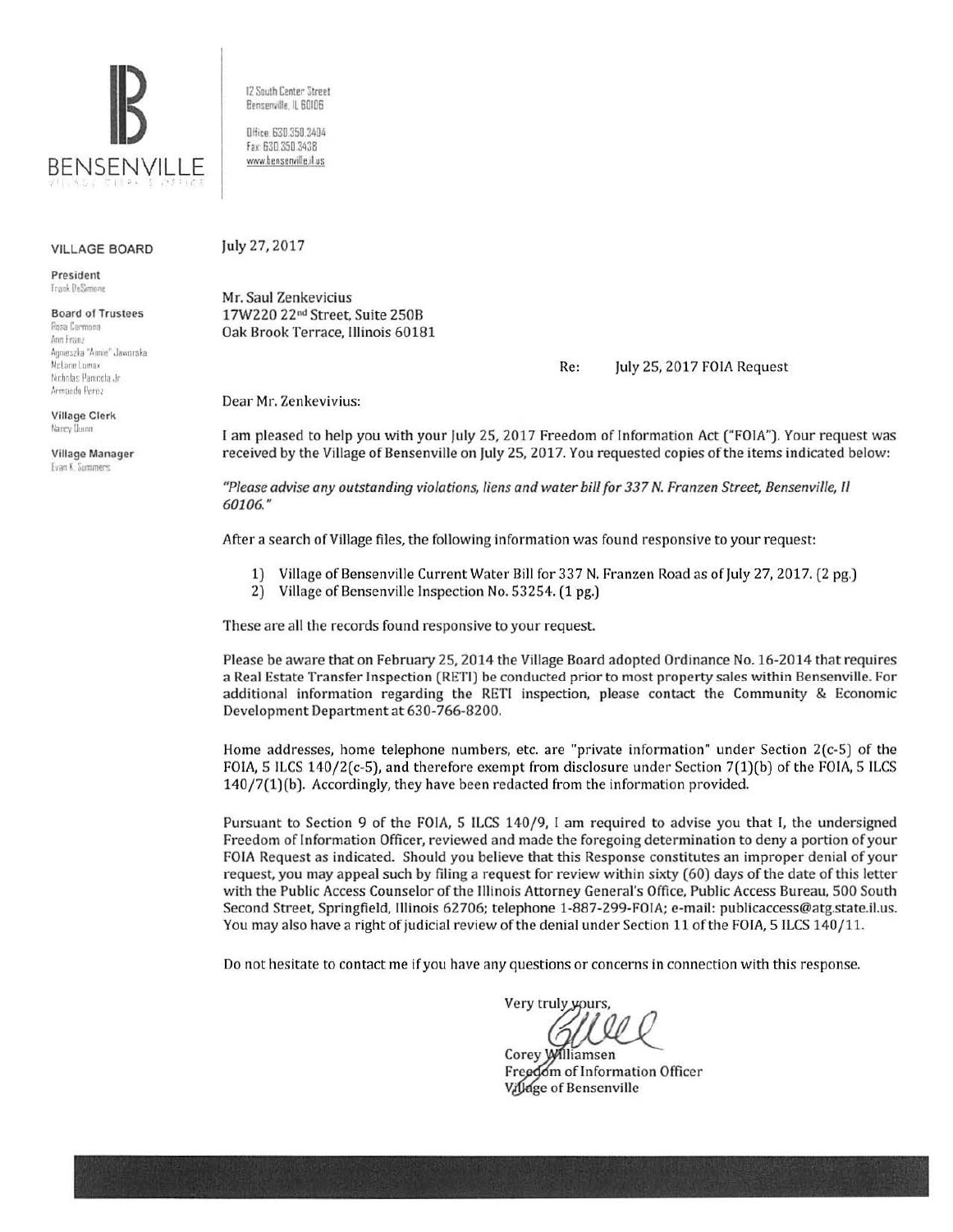BENSENVILLE

12 South Center Street
Bensenville, IL 60106

Office: 630.350.3404
Fax: 630.350.3438
www.bensenville.il.us

**VILLAGE BOARD**

**President**
Frank DeSimone

**Board of Trustees**
Rosa Carmona
Ann Franz
Agnieszka "Annie" Jaworska
McLane Lomax
Nicholas Panicola Jr.
Armando Perez

**Village Clerk**
Nancy Dunn

**Village Manager**
Evan K. Summers

July 27, 2017

Mr. Saul Zenkevicius
17W220 22nd Street, Suite 250B
Oak Brook Terrace, Illinois 60181

Re: July 25, 2017 FOIA Request

Dear Mr. Zenkevivius:

I am pleased to help you with your July 25, 2017 Freedom of Information Act ("FOIA"). Your request was received by the Village of Bensenville on July 25, 2017. You requested copies of the items indicated below:

*"Please advise any outstanding violations, liens and water bill for 337 N. Franzen Street, Bensenville, Il 60106."*

After a search of Village files, the following information was found responsive to your request:

1) Village of Bensenville Current Water Bill for 337 N. Franzen Road as of July 27, 2017. (2 pg.)
2) Village of Bensenville Inspection No. 53254. (1 pg.)

These are all the records found responsive to your request.

Please be aware that on February 25, 2014 the Village Board adopted Ordinance No. 16-2014 that requires a Real Estate Transfer Inspection (RETI) be conducted prior to most property sales within Bensenville. For additional information regarding the RETI inspection, please contact the Community & Economic Development Department at 630-766-8200.

Home addresses, home telephone numbers, etc. are "private information" under Section 2(c-5) of the FOIA, 5 ILCS 140/2(c-5), and therefore exempt from disclosure under Section 7(1)(b) of the FOIA, 5 ILCS 140/7(1)(b). Accordingly, they have been redacted from the information provided.

Pursuant to Section 9 of the FOIA, 5 ILCS 140/9, I am required to advise you that I, the undersigned Freedom of Information Officer, reviewed and made the foregoing determination to deny a portion of your FOIA Request as indicated. Should you believe that this Response constitutes an improper denial of your request, you may appeal such by filing a request for review within sixty (60) days of the date of this letter with the Public Access Counselor of the Illinois Attorney General's Office, Public Access Bureau, 500 South Second Street, Springfield, Illinois 62706; telephone 1-887-299-FOIA; e-mail: publicaccess@atg.state.il.us. You may also have a right of judicial review of the denial under Section 11 of the FOIA, 5 ILCS 140/11.

Do not hesitate to contact me if you have any questions or concerns in connection with this response.

Very truly yours,

Corey Williamsen
Freedom of Information Officer
Village of Bensenville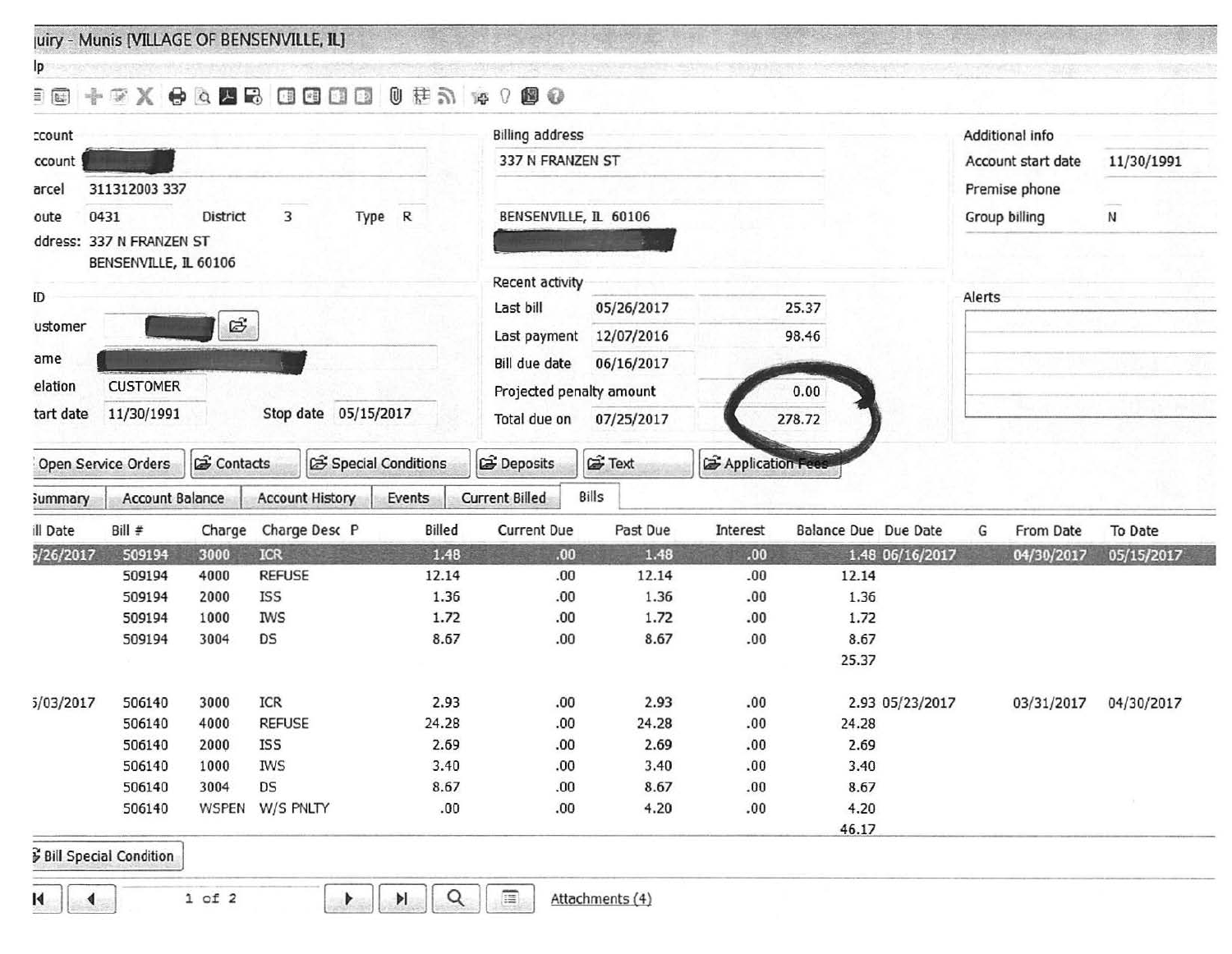# Inquiry - Munis [VILLAGE OF BENSENVILLE, IL]

## Account

| | | | | | |
|---|---|---|---|---|---|
| Account | [redacted] | | | | |
| Parcel | 311312003 337 | | | | |
| Route | 0431 | District | 3 | Type | R |
| Address: | 337 N FRANZEN ST BENSENVILLE, IL 60106 | | | | |

## Billing address

337 N FRANZEN ST

BENSENVILLE, IL 60106

[redacted]

## Additional info

| | |
|---|---|
| Account start date | 11/30/1991 |
| Premise phone | |
| Group billing | N |

## ID

| | | | |
|---|---|---|---|
| Customer | [redacted] | | |
| Name | [redacted] | | |
| Relation | CUSTOMER | | |
| Start date | 11/30/1991 | Stop date | 05/15/2017 |

## Recent activity

| | | |
|---|---|---|
| Last bill | 05/26/2017 | 25.37 |
| Last payment | 12/07/2016 | 98.46 |
| Bill due date | 06/16/2017 | |
| Projected penalty amount | | 0.00 |
| Total due on | 07/25/2017 | 278.72 |

## Alerts

Open Service Orders | Contacts | Special Conditions | Deposits | Text | Application Fees

Summary | Account Balance | Account History | Events | Current Billed | Bills

| Bill Date | Bill # | Charge | Charge Desc | P | Billed | Current Due | Past Due | Interest | Balance Due | Due Date | G | From Date | To Date |
|---|---|---|---|---|---|---|---|---|---|---|---|---|---|
| 5/26/2017 | 509194 | 3000 | ICR | | 1.48 | .00 | 1.48 | .00 | 1.48 | 06/16/2017 | | 04/30/2017 | 05/15/2017 |
| | 509194 | 4000 | REFUSE | | 12.14 | .00 | 12.14 | .00 | 12.14 | | | | |
| | 509194 | 2000 | ISS | | 1.36 | .00 | 1.36 | .00 | 1.36 | | | | |
| | 509194 | 1000 | IWS | | 1.72 | .00 | 1.72 | .00 | 1.72 | | | | |
| | 509194 | 3004 | DS | | 8.67 | .00 | 8.67 | .00 | 8.67 | | | | |
| | | | | | | | | | 25.37 | | | | |
| 5/03/2017 | 506140 | 3000 | ICR | | 2.93 | .00 | 2.93 | .00 | 2.93 | 05/23/2017 | | 03/31/2017 | 04/30/2017 |
| | 506140 | 4000 | REFUSE | | 24.28 | .00 | 24.28 | .00 | 24.28 | | | | |
| | 506140 | 2000 | ISS | | 2.69 | .00 | 2.69 | .00 | 2.69 | | | | |
| | 506140 | 1000 | IWS | | 3.40 | .00 | 3.40 | .00 | 3.40 | | | | |
| | 506140 | 3004 | DS | | 8.67 | .00 | 8.67 | .00 | 8.67 | | | | |
| | 506140 | WSPEN | W/S PNLTY | | .00 | .00 | 4.20 | .00 | 4.20 | | | | |
| | | | | | | | | | 46.17 | | | | |

Bill Special Condition

1 of 2

Attachments (4)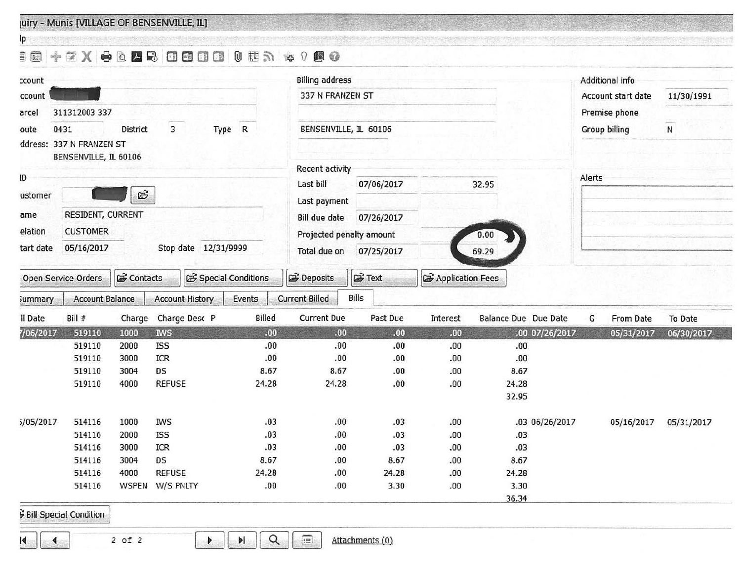uiry - Munis [VILLAGE OF BENSENVILLE, IL]

lp

| | |
|---|---|
| ccount | |
| ccount | |
| arcel | 311312003 337 |
| oute | 0431 |
| District | 3 |
| Type | R |
| ddress: | 337 N FRANZEN ST<br>BENSENVILLE, IL 60106 |

**Billing address**

337 N FRANZEN ST

BENSENVILLE, IL 60106

**Additional info**

| | |
|---|---|
| Account start date | 11/30/1991 |
| Premise phone | |
| Group billing | N |

**ID**

| | |
|---|---|
| ustomer | |
| ame | RESIDENT, CURRENT |
| elation | CUSTOMER |
| tart date | 05/16/2017 |
| Stop date | 12/31/9999 |

**Recent activity**

| | | |
|---|---|---|
| Last bill | 07/06/2017 | 32.95 |
| Last payment | | |
| Bill due date | 07/26/2017 | |
| Projected penalty amount | | 0.00 |
| Total due on | 07/25/2017 | 69.29 |

**Alerts**

Open Service Orders | Contacts | Special Conditions | Deposits | Text | Application Fees

ummary | Account Balance | Account History | Events | Current Billed | Bills

| ill Date | Bill # | Charge | Charge Desc | P | Billed | Current Due | Past Due | Interest | Balance Due | Due Date | G | From Date | To Date |
|---|---|---|---|---|---|---|---|---|---|---|---|---|---|
| 7/06/2017 | 519110 | 1000 | IWS | | .00 | .00 | .00 | .00 | .00 | 07/26/2017 | | 05/31/2017 | 06/30/2017 |
| | 519110 | 2000 | ISS | | .00 | .00 | .00 | .00 | .00 | | | | |
| | 519110 | 3000 | ICR | | .00 | .00 | .00 | .00 | .00 | | | | |
| | 519110 | 3004 | DS | | 8.67 | 8.67 | .00 | .00 | 8.67 | | | | |
| | 519110 | 4000 | REFUSE | | 24.28 | 24.28 | .00 | .00 | 24.28 | | | | |
| | | | | | | | | | 32.95 | | | | |
| 5/05/2017 | 514116 | 1000 | IWS | | .03 | .00 | .03 | .00 | .03 | 06/26/2017 | | 05/16/2017 | 05/31/2017 |
| | 514116 | 2000 | ISS | | .03 | .00 | .03 | .00 | .03 | | | | |
| | 514116 | 3000 | ICR | | .03 | .00 | .03 | .00 | .03 | | | | |
| | 514116 | 3004 | DS | | 8.67 | .00 | 8.67 | .00 | 8.67 | | | | |
| | 514116 | 4000 | REFUSE | | 24.28 | .00 | 24.28 | .00 | 24.28 | | | | |
| | 514116 | WSPEN | W/S PNLTY | | .00 | .00 | 3.30 | .00 | 3.30 | | | | |
| | | | | | | | | | 36.34 | | | | |

Bill Special Condition

2 of 2

Attachments (0)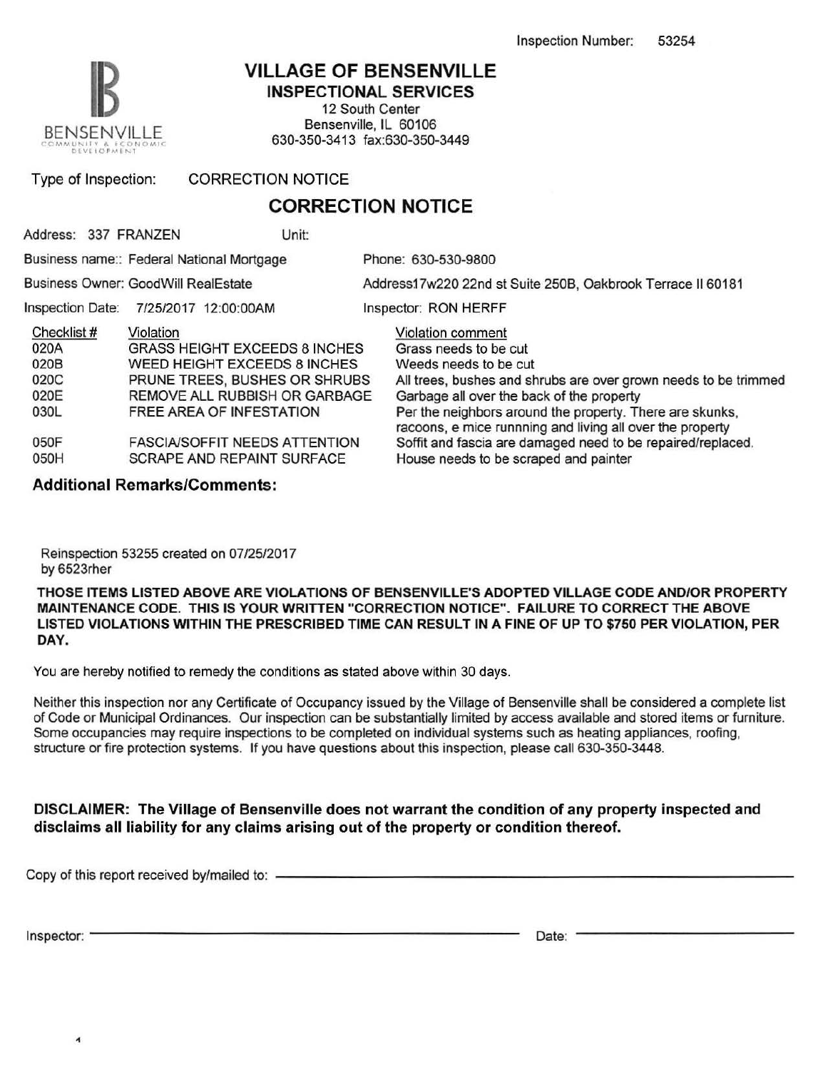Inspection Number: 53254

# VILLAGE OF BENSENVILLE

## INSPECTIONAL SERVICES

12 South Center
Bensenville, IL 60106
630-350-3413 fax:630-350-3449

Type of Inspection: CORRECTION NOTICE

## CORRECTION NOTICE

Address: 337 FRANZEN Unit:

Business name:: Federal National Mortgage Phone: 630-530-9800

Business Owner: GoodWill RealEstate Address17w220 22nd st Suite 250B, Oakbrook Terrace Il 60181

Inspection Date: 7/25/2017 12:00:00AM Inspector: RON HERFF

| Checklist # | Violation | Violation comment |
|---|---|---|
| 020A | GRASS HEIGHT EXCEEDS 8 INCHES | Grass needs to be cut |
| 020B | WEED HEIGHT EXCEEDS 8 INCHES | Weeds needs to be cut |
| 020C | PRUNE TREES, BUSHES OR SHRUBS | All trees, bushes and shrubs are over grown needs to be trimmed |
| 020E | REMOVE ALL RUBBISH OR GARBAGE | Garbage all over the back of the property |
| 030L | FREE AREA OF INFESTATION | Per the neighbors around the property. There are skunks, racoons, e mice runnning and living all over the property |
| 050F | FASCIA/SOFFIT NEEDS ATTENTION | Soffit and fascia are damaged need to be repaired/replaced. |
| 050H | SCRAPE AND REPAINT SURFACE | House needs to be scraped and painter |

### Additional Remarks/Comments:

Reinspection 53255 created on 07/25/2017
by 6523rher

**THOSE ITEMS LISTED ABOVE ARE VIOLATIONS OF BENSENVILLE'S ADOPTED VILLAGE CODE AND/OR PROPERTY MAINTENANCE CODE. THIS IS YOUR WRITTEN "CORRECTION NOTICE". FAILURE TO CORRECT THE ABOVE LISTED VIOLATIONS WITHIN THE PRESCRIBED TIME CAN RESULT IN A FINE OF UP TO $750 PER VIOLATION, PER DAY.**

You are hereby notified to remedy the conditions as stated above within 30 days.

Neither this inspection nor any Certificate of Occupancy issued by the Village of Bensenville shall be considered a complete list of Code or Municipal Ordinances. Our inspection can be substantially limited by access available and stored items or furniture. Some occupancies may require inspections to be completed on individual systems such as heating appliances, roofing, structure or fire protection systems. If you have questions about this inspection, please call 630-350-3448.

**DISCLAIMER: The Village of Bensenville does not warrant the condition of any property inspected and disclaims all liability for any claims arising out of the property or condition thereof.**

Copy of this report received by/mailed to: ______________________________

Inspector: ______________________________ Date: ______________